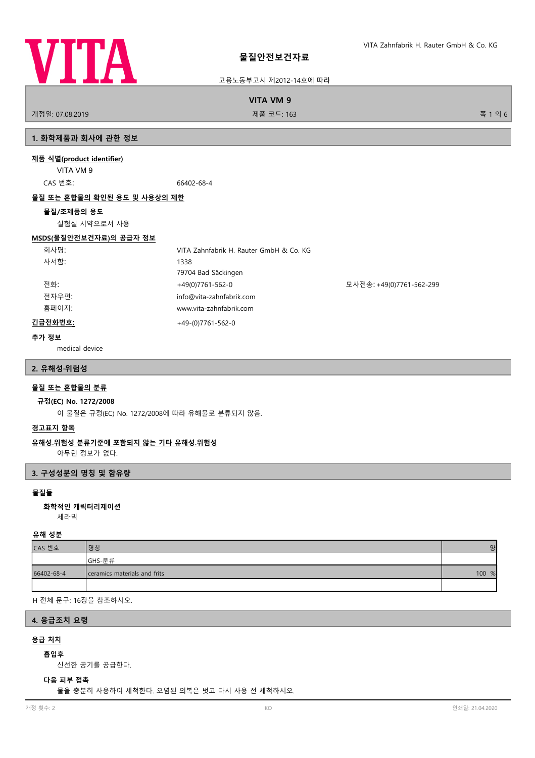# 물질안전보건자료

고용노동부고시 제2012-14호에 따라

**VITA VM 9**

개정일: 07.08.2019 제품 코드: 163

## 1. 화학제품과 회사에 관한 정보

**제품 식별(product identifier)**

VITA VM 9

CAS 번호: 66402-68-4

**물질 또는 혼합물의 확인된 용도 및 사용상의 제한**

**물질/조제품의 용도**

실험실 시약으로서 사용

**MSDS(물질안전보건자료)의 공급자 정보**

| | |
|---|---|
| 회사명: | VITA Zahnfabrik H. Rauter GmbH & Co. KG |
| 사서함: | 1338 |
| | 79704 Bad Säckingen |
| 전화: | +49(0)7761-562-0 |
| 모사전송: | +49(0)7761-562-299 |
| 전자우편: | info@vita-zahnfabrik.com |
| 홈페이지: | www.vita-zahnfabrik.com |

**긴급전화번호:** +49-(0)7761-562-0

**추가 정보**

medical device

## 2. 유해성·위험성

**물질 또는 혼합물의 분류**

**규정(EC) No. 1272/2008**

이 물질은 규정(EC) No. 1272/2008에 따라 유해물로 분류되지 않음.

**경고표지 항목**

**유해성.위험성 분류기준에 포함되지 않는 기타 유해성.위험성**

아무런 정보가 없다.

## 3. 구성성분의 명칭 및 함유량

**물질들**

**화학적인 캐릭터리제이션**

세라믹

**유해 성분**

| CAS 번호 | 명칭 | 양 |
|---|---|---|
| | GHS-분류 | |
| 66402-68-4 | ceramics materials and frits | 100 % |
| | | |

H 전체 문구: 16장을 참조하시오.

## 4. 응급조치 요령

**응급 처치**

**흡입후**

신선한 공기를 공급한다.

**다음 피부 접촉**

물을 충분히 사용하여 세척한다. 오염된 의복은 벗고 다시 사용 전 세척하시오.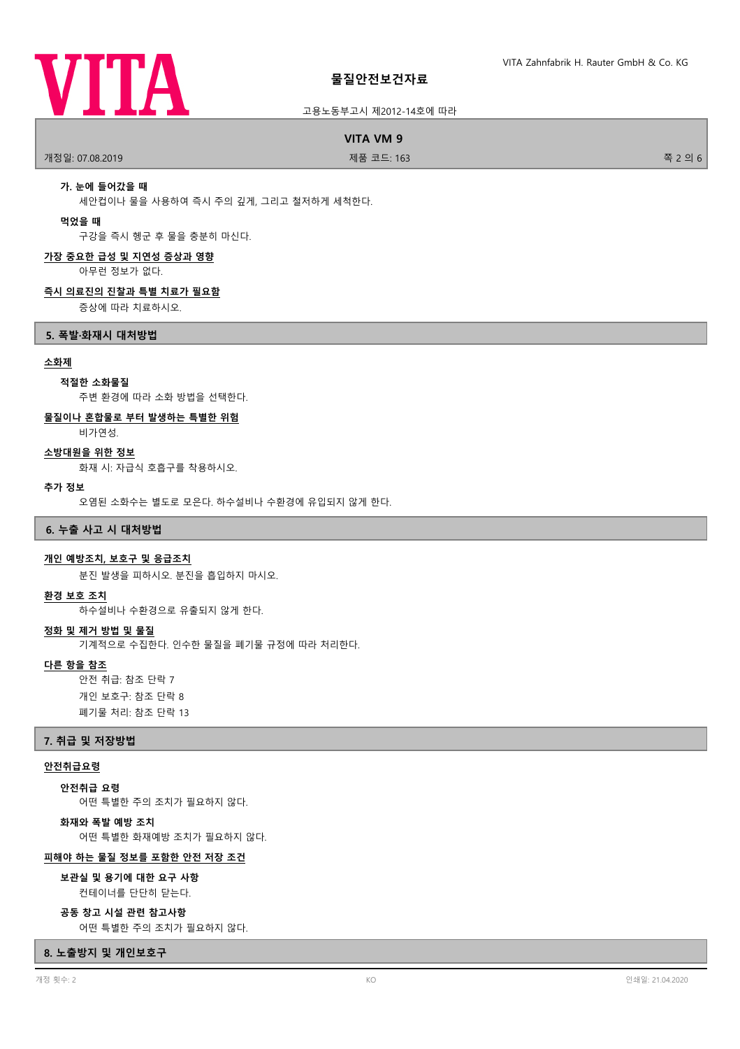**가. 눈에 들어갔을 때**

세안컵이나 물을 사용하여 즉시 주의 깊게, 그리고 철저하게 세척한다.

**먹었을 때**

구강을 즉시 헹군 후 물을 충분히 마신다.

**가장 중요한 급성 및 지연성 증상과 영향**

아무런 정보가 없다.

**즉시 의료진의 진찰과 특별 치료가 필요함**

증상에 따라 치료하시오.

## 5. 폭발·화재시 대처방법

**소화제**

**적절한 소화물질**

주변 환경에 따라 소화 방법을 선택한다.

**물질이나 혼합물로 부터 발생하는 특별한 위험**

비가연성.

**소방대원을 위한 정보**

화재 시: 자급식 호흡구를 착용하시오.

**추가 정보**

오염된 소화수는 별도로 모은다. 하수설비나 수환경에 유입되지 않게 한다.

## 6. 누출 사고 시 대처방법

**개인 예방조치, 보호구 및 응급조치**

분진 발생을 피하시오. 분진을 흡입하지 마시오.

**환경 보호 조치**

하수설비나 수환경으로 유출되지 않게 한다.

**정화 및 제거 방법 및 물질**

기계적으로 수집한다. 인수한 물질을 폐기물 규정에 따라 처리한다.

**다른 항을 참조**

안전 취급: 참조 단락 7
개인 보호구: 참조 단락 8
폐기물 처리: 참조 단락 13

## 7. 취급 및 저장방법

**안전취급요령**

**안전취급 요령**

어떤 특별한 주의 조치가 필요하지 않다.

**화재와 폭발 예방 조치**

어떤 특별한 화재예방 조치가 필요하지 않다.

**피해야 하는 물질 정보를 포함한 안전 저장 조건**

**보관실 및 용기에 대한 요구 사항**

컨테이너를 단단히 닫는다.

**공동 창고 시설 관련 참고사항**

어떤 특별한 주의 조치가 필요하지 않다.

## 8. 노출방지 및 개인보호구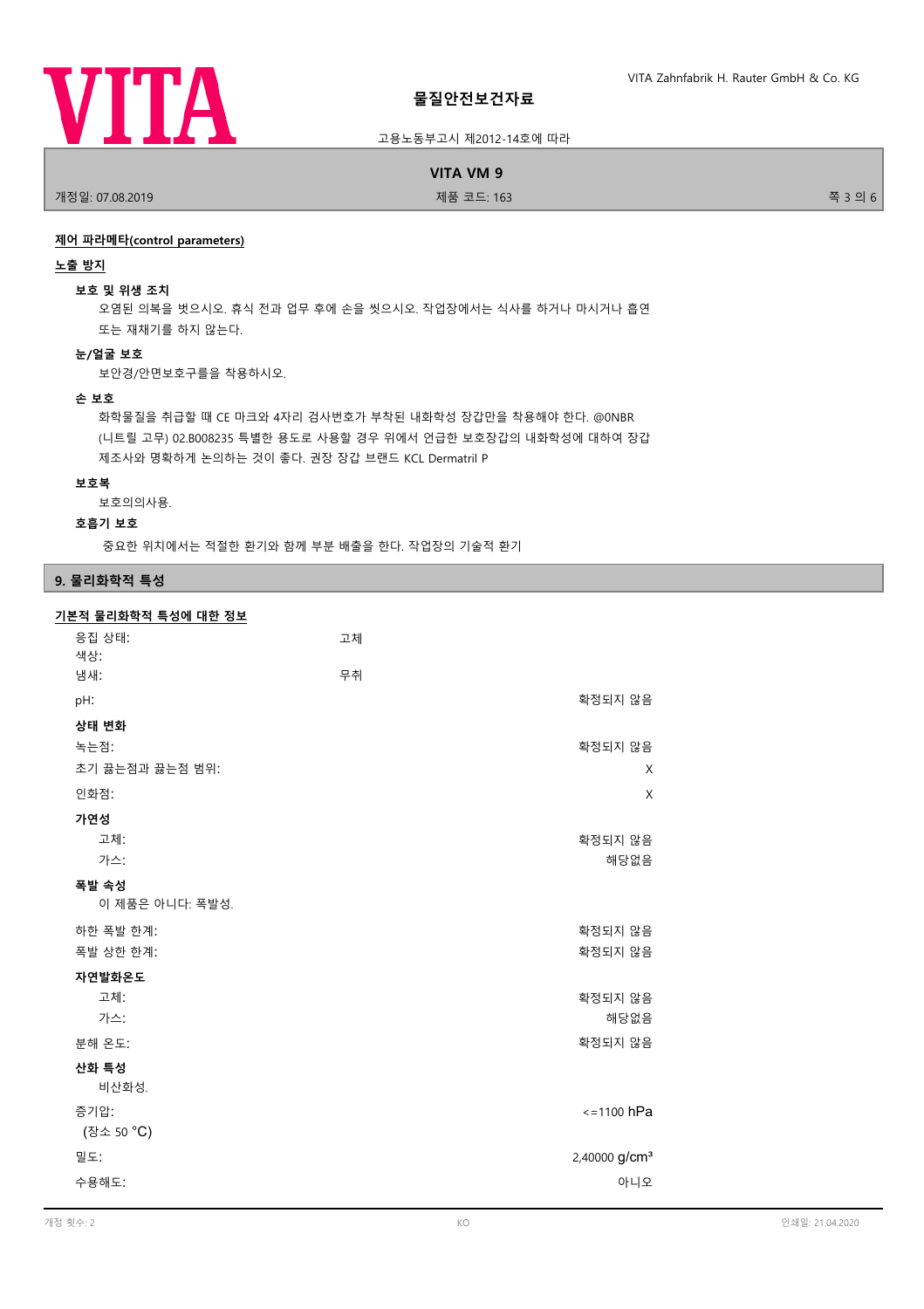제어 파라메타(control parameters)

**노출 방지**

**보호 및 위생 조치**

오염된 의복을 벗으시오. 휴식 전과 업무 후에 손을 씻으시오. 작업장에서는 식사를 하거나 마시거나 흡연 또는 재채기를 하지 않는다.

**눈/얼굴 보호**

보안경/안면보호구를을 착용하시오.

**손 보호**

화학물질을 취급할 때 CE 마크와 4자리 검사번호가 부착된 내화학성 장갑만을 착용해야 한다. @0NBR (니트릴 고무) 02.B008235 특별한 용도로 사용할 경우 위에서 언급한 보호장갑의 내화학성에 대하여 장갑 제조사와 명확하게 논의하는 것이 좋다. 권장 장갑 브랜드 KCL Dermatril P

**보호복**

보호의의사용.

**호흡기 보호**

중요한 위치에서는 적절한 환기와 함께 부분 배출을 한다. 작업장의 기술적 환기

## 9. 물리화학적 특성

**기본적 물리화학적 특성에 대한 정보**

| | | |
|---|---|---|
| 응집 상태: | 고체 | |
| 색상: | | |
| 냄새: | 무취 | |
| pH: | | 확정되지 않음 |
| **상태 변화** | | |
| 녹는점: | | 확정되지 않음 |
| 초기 끓는점과 끓는점 범위: | | X |
| 인화점: | | X |
| **가연성** | | |
| 고체: | | 확정되지 않음 |
| 가스: | | 해당없음 |
| **폭발 속성** | | |
| 이 제품은 아니다: 폭발성. | | |
| 하한 폭발 한계: | | 확정되지 않음 |
| 폭발 상한 한계: | | 확정되지 않음 |
| **자연발화온도** | | |
| 고체: | | 확정되지 않음 |
| 가스: | | 해당없음 |
| 분해 온도: | | 확정되지 않음 |
| **산화 특성** | | |
| 비산화성. | | |
| 증기압: (장소 50 °C) | | <=1100 hPa |
| 밀도: | | 2,40000 g/cm³ |
| 수용해도: | | 아니오 |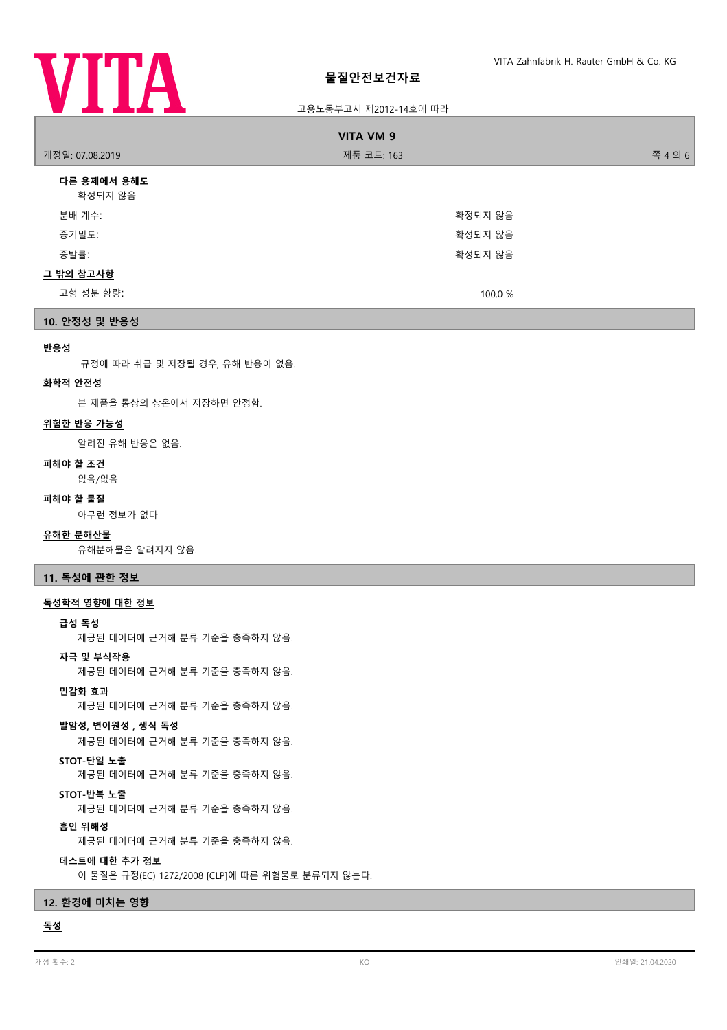**다른 용제에서 용해도**

확정되지 않음

| | |
|---|---|
| 분배 계수: | 확정되지 않음 |
| 증기밀도: | 확정되지 않음 |
| 증발률: | 확정되지 않음 |

**그 밖의 참고사항**

| | |
|---|---|
| 고형 성분 함량: | 100,0 % |

## 10. 안정성 및 반응성

**반응성**

규정에 따라 취급 및 저장될 경우, 유해 반응이 없음.

**화학적 안전성**

본 제품을 통상의 상온에서 저장하면 안정함.

**위험한 반응 가능성**

알려진 유해 반응은 없음.

**피해야 할 조건**

없음/없음

**피해야 할 물질**

아무런 정보가 없다.

**유해한 분해산물**

유해분해물은 알려지지 않음.

## 11. 독성에 관한 정보

**독성학적 영향에 대한 정보**

**급성 독성**

제공된 데이터에 근거해 분류 기준을 충족하지 않음.

**자극 및 부식작용**

제공된 데이터에 근거해 분류 기준을 충족하지 않음.

**민감화 효과**

제공된 데이터에 근거해 분류 기준을 충족하지 않음.

**발암성, 변이원성 , 생식 독성**

제공된 데이터에 근거해 분류 기준을 충족하지 않음.

**STOT-단일 노출**

제공된 데이터에 근거해 분류 기준을 충족하지 않음.

**STOT-반복 노출**

제공된 데이터에 근거해 분류 기준을 충족하지 않음.

**흡인 위해성**

제공된 데이터에 근거해 분류 기준을 충족하지 않음.

**테스트에 대한 추가 정보**

이 물질은 규정(EC) 1272/2008 [CLP]에 따른 위험물로 분류되지 않는다.

## 12. 환경에 미치는 영향

**독성**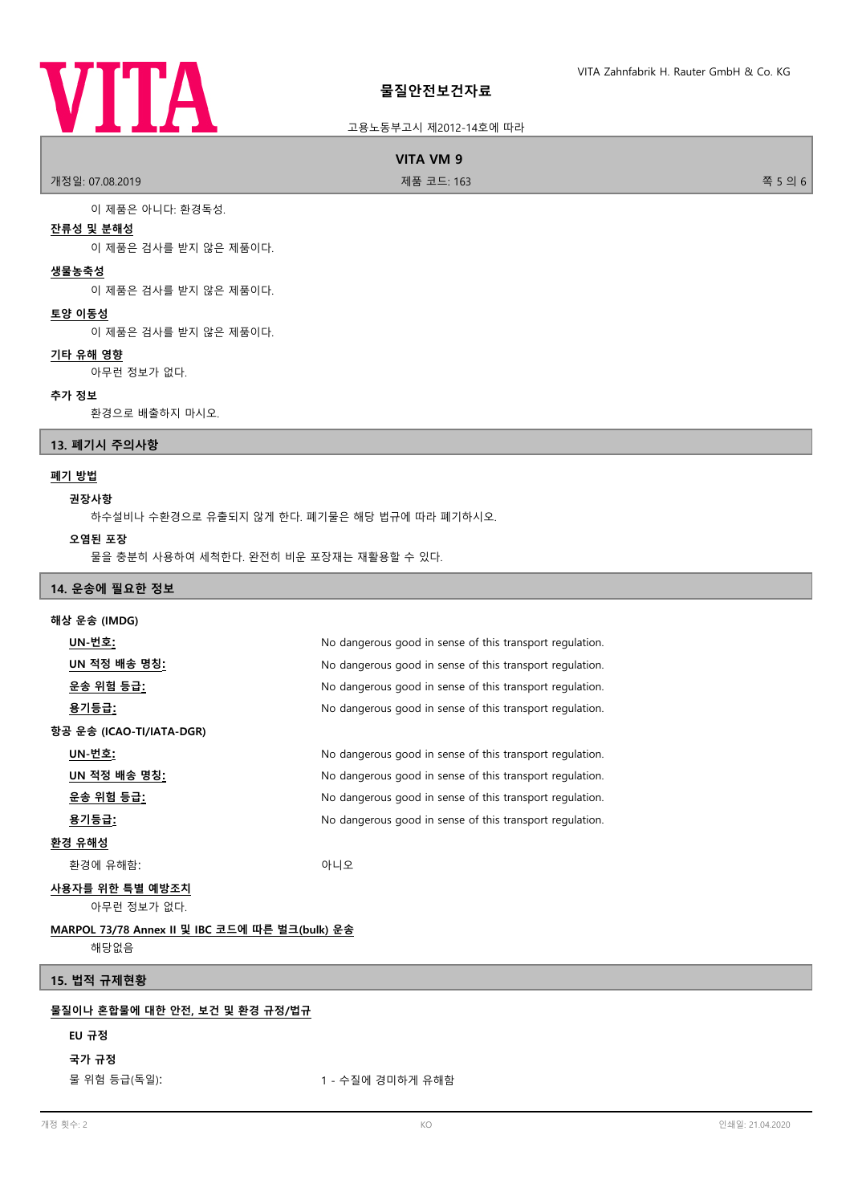이 제품은 아니다: 환경독성.

**잔류성 및 분해성**

이 제품은 검사를 받지 않은 제품이다.

**생물농축성**

이 제품은 검사를 받지 않은 제품이다.

**토양 이동성**

이 제품은 검사를 받지 않은 제품이다.

**기타 유해 영향**

아무런 정보가 없다.

**추가 정보**

환경으로 배출하지 마시오.

## 13. 폐기시 주의사항

**폐기 방법**

**권장사항**

하수설비나 수환경으로 유출되지 않게 한다. 폐기물은 해당 법규에 따라 폐기하시오.

**오염된 포장**

물을 충분히 사용하여 세척한다. 완전히 비운 포장재는 재활용할 수 있다.

## 14. 운송에 필요한 정보

**해상 운송 (IMDG)**

| | |
|---|---|
| **UN-번호:** | No dangerous good in sense of this transport regulation. |
| **UN 적정 배송 명칭:** | No dangerous good in sense of this transport regulation. |
| **운송 위험 등급:** | No dangerous good in sense of this transport regulation. |
| **용기등급:** | No dangerous good in sense of this transport regulation. |

**항공 운송 (ICAO-TI/IATA-DGR)**

| | |
|---|---|
| **UN-번호:** | No dangerous good in sense of this transport regulation. |
| **UN 적정 배송 명칭:** | No dangerous good in sense of this transport regulation. |
| **운송 위험 등급:** | No dangerous good in sense of this transport regulation. |
| **용기등급:** | No dangerous good in sense of this transport regulation. |

**환경 유해성**

환경에 유해함: 아니오

**사용자를 위한 특별 예방조치**

아무런 정보가 없다.

**MARPOL 73/78 Annex II 및 IBC 코드에 따른 벌크(bulk) 운송**

해당없음

## 15. 법적 규제현황

**물질이나 혼합물에 대한 안전, 보건 및 환경 규정/법규**

**EU 규정**

**국가 규정**

물 위험 등급(독일): 1 - 수질에 경미하게 유해함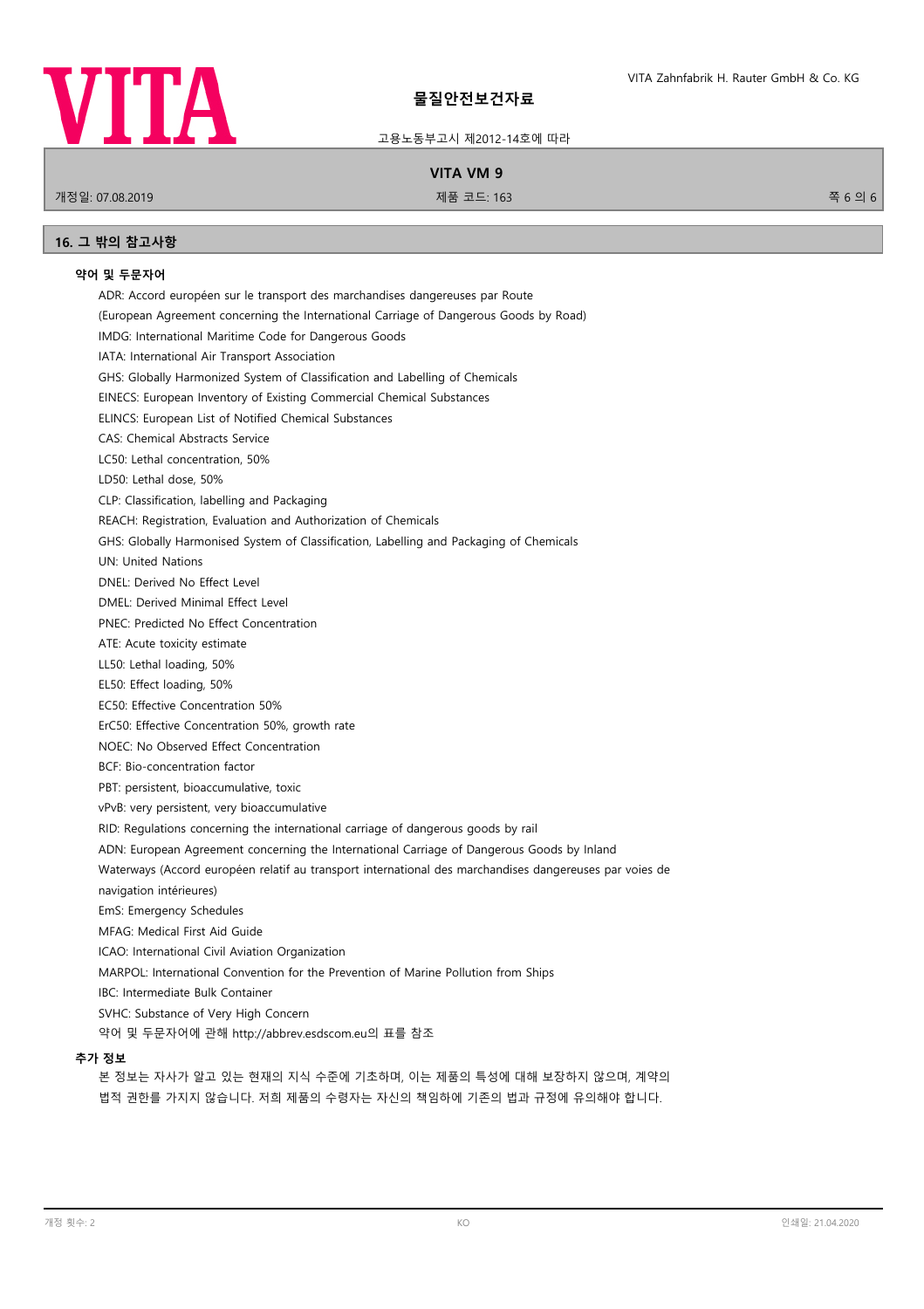## 16. 그 밖의 참고사항

### 약어 및 두문자어

ADR: Accord européen sur le transport des marchandises dangereuses par Route
(European Agreement concerning the International Carriage of Dangerous Goods by Road)
IMDG: International Maritime Code for Dangerous Goods
IATA: International Air Transport Association
GHS: Globally Harmonized System of Classification and Labelling of Chemicals
EINECS: European Inventory of Existing Commercial Chemical Substances
ELINCS: European List of Notified Chemical Substances
CAS: Chemical Abstracts Service
LC50: Lethal concentration, 50%
LD50: Lethal dose, 50%
CLP: Classification, labelling and Packaging
REACH: Registration, Evaluation and Authorization of Chemicals
GHS: Globally Harmonised System of Classification, Labelling and Packaging of Chemicals
UN: United Nations
DNEL: Derived No Effect Level
DMEL: Derived Minimal Effect Level
PNEC: Predicted No Effect Concentration
ATE: Acute toxicity estimate
LL50: Lethal loading, 50%
EL50: Effect loading, 50%
EC50: Effective Concentration 50%
ErC50: Effective Concentration 50%, growth rate
NOEC: No Observed Effect Concentration
BCF: Bio-concentration factor
PBT: persistent, bioaccumulative, toxic
vPvB: very persistent, very bioaccumulative
RID: Regulations concerning the international carriage of dangerous goods by rail
ADN: European Agreement concerning the International Carriage of Dangerous Goods by Inland Waterways (Accord européen relatif au transport international des marchandises dangereuses par voies de navigation intérieures)
EmS: Emergency Schedules
MFAG: Medical First Aid Guide
ICAO: International Civil Aviation Organization
MARPOL: International Convention for the Prevention of Marine Pollution from Ships
IBC: Intermediate Bulk Container
SVHC: Substance of Very High Concern
약어 및 두문자어에 관해 http://abbrev.esdscom.eu의 표를 참조

### 추가 정보

본 정보는 자사가 알고 있는 현재의 지식 수준에 기초하며, 이는 제품의 특성에 대해 보장하지 않으며, 계약의 법적 권한를 가지지 않습니다. 저희 제품의 수령자는 자신의 책임하에 기존의 법과 규정에 유의해야 합니다.